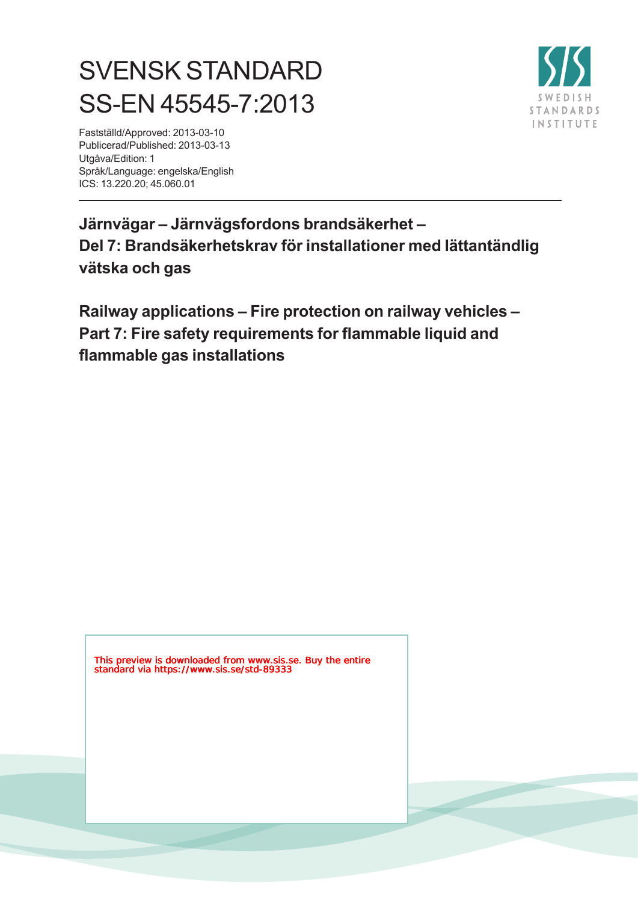# SVENSK STANDARD
# SS-EN 45545-7:2013

Fastställd/Approved: 2013-03-10
Publicerad/Published: 2013-03-13
Utgåva/Edition: 1
Språk/Language: engelska/English
ICS: 13.220.20; 45.060.01

SWEDISH STANDARDS INSTITUTE

## Järnvägar – Järnvägsfordons brandsäkerhet – Del 7: Brandsäkerhetskrav för installationer med lättantändlig vätska och gas

## Railway applications – Fire protection on railway vehicles – Part 7: Fire safety requirements for flammable liquid and flammable gas installations

This preview is downloaded from www.sis.se. Buy the entire standard via https://www.sis.se/std-89333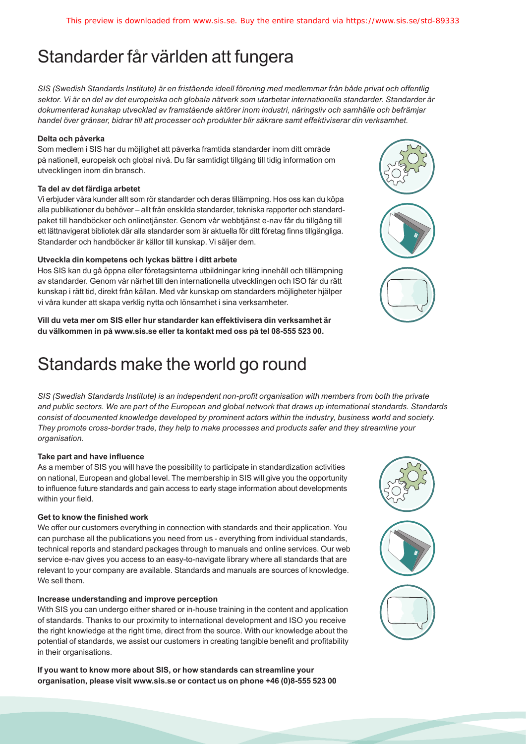# Standarder får världen att fungera

*SIS (Swedish Standards Institute) är en fristående ideell förening med medlemmar från både privat och offentlig sektor. Vi är en del av det europeiska och globala nätverk som utarbetar internationella standarder. Standarder är dokumenterad kunskap utvecklad av framstående aktörer inom industri, näringsliv och samhälle och befrämjar handel över gränser, bidrar till att processer och produkter blir säkrare samt effektiviserar din verksamhet.*

**Delta och påverka**

Som medlem i SIS har du möjlighet att påverka framtida standarder inom ditt område på nationell, europeisk och global nivå. Du får samtidigt tillgång till tidig information om utvecklingen inom din bransch.

**Ta del av det färdiga arbetet**

Vi erbjuder våra kunder allt som rör standarder och deras tillämpning. Hos oss kan du köpa alla publikationer du behöver – allt från enskilda standarder, tekniska rapporter och standardpaket till handböcker och onlinetjänster. Genom vår webbtjänst e-nav får du tillgång till ett lättnavigerat bibliotek där alla standarder som är aktuella för ditt företag finns tillgängliga. Standarder och handböcker är källor till kunskap. Vi säljer dem.

**Utveckla din kompetens och lyckas bättre i ditt arbete**

Hos SIS kan du gå öppna eller företagsinterna utbildningar kring innehåll och tillämpning av standarder. Genom vår närhet till den internationella utvecklingen och ISO får du rätt kunskap i rätt tid, direkt från källan. Med vår kunskap om standarders möjligheter hjälper vi våra kunder att skapa verklig nytta och lönsamhet i sina verksamheter.

**Vill du veta mer om SIS eller hur standarder kan effektivisera din verksamhet är du välkommen in på www.sis.se eller ta kontakt med oss på tel 08-555 523 00.**

# Standards make the world go round

*SIS (Swedish Standards Institute) is an independent non-profit organisation with members from both the private and public sectors. We are part of the European and global network that draws up international standards. Standards consist of documented knowledge developed by prominent actors within the industry, business world and society. They promote cross-border trade, they help to make processes and products safer and they streamline your organisation.*

**Take part and have influence**

As a member of SIS you will have the possibility to participate in standardization activities on national, European and global level. The membership in SIS will give you the opportunity to influence future standards and gain access to early stage information about developments within your field.

**Get to know the finished work**

We offer our customers everything in connection with standards and their application. You can purchase all the publications you need from us - everything from individual standards, technical reports and standard packages through to manuals and online services. Our web service e-nav gives you access to an easy-to-navigate library where all standards that are relevant to your company are available. Standards and manuals are sources of knowledge. We sell them.

**Increase understanding and improve perception**

With SIS you can undergo either shared or in-house training in the content and application of standards. Thanks to our proximity to international development and ISO you receive the right knowledge at the right time, direct from the source. With our knowledge about the potential of standards, we assist our customers in creating tangible benefit and profitability in their organisations.

**If you want to know more about SIS, or how standards can streamline your organisation, please visit www.sis.se or contact us on phone +46 (0)8-555 523 00**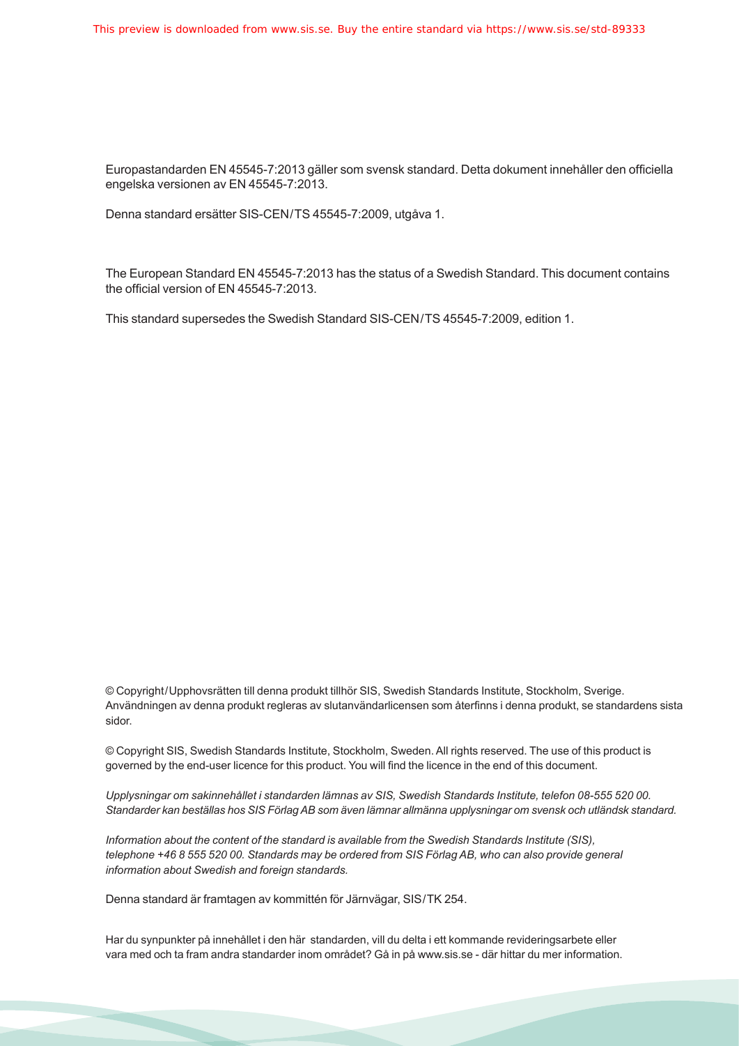Europastandarden EN 45545-7:2013 gäller som svensk standard. Detta dokument innehåller den officiella engelska versionen av EN 45545-7:2013.

Denna standard ersätter SIS-CEN/TS 45545-7:2009, utgåva 1.

The European Standard EN 45545-7:2013 has the status of a Swedish Standard. This document contains the official version of EN 45545-7:2013.

This standard supersedes the Swedish Standard SIS-CEN/TS 45545-7:2009, edition 1.

© Copyright/Upphovsrätten till denna produkt tillhör SIS, Swedish Standards Institute, Stockholm, Sverige. Användningen av denna produkt regleras av slutanvändarlicensen som återfinns i denna produkt, se standardens sista sidor.

© Copyright SIS, Swedish Standards Institute, Stockholm, Sweden. All rights reserved. The use of this product is governed by the end-user licence for this product. You will find the licence in the end of this document.

*Upplysningar om sakinnehållet i standarden lämnas av SIS, Swedish Standards Institute, telefon 08-555 520 00. Standarder kan beställas hos SIS Förlag AB som även lämnar allmänna upplysningar om svensk och utländsk standard.*

*Information about the content of the standard is available from the Swedish Standards Institute (SIS), telephone +46 8 555 520 00. Standards may be ordered from SIS Förlag AB, who can also provide general information about Swedish and foreign standards.*

Denna standard är framtagen av kommittén för Järnvägar, SIS/TK 254.

Har du synpunkter på innehållet i den här standarden, vill du delta i ett kommande revideringsarbete eller vara med och ta fram andra standarder inom området? Gå in på www.sis.se - där hittar du mer information.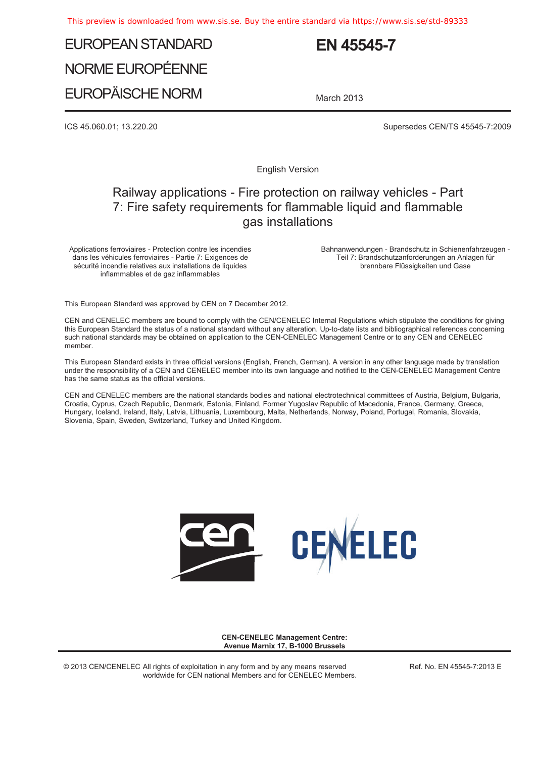This preview is downloaded from www.sis.se. Buy the entire standard via https://www.sis.se/std-89333

# EUROPEAN STANDARD

# NORME EUROPÉENNE

# EUROPÄISCHE NORM

# EN 45545-7

March 2013

ICS 45.060.01; 13.220.20

Supersedes CEN/TS 45545-7:2009

English Version

## Railway applications - Fire protection on railway vehicles - Part 7: Fire safety requirements for flammable liquid and flammable gas installations

Applications ferroviaires - Protection contre les incendies dans les véhicules ferroviaires - Partie 7: Exigences de sécurité incendie relatives aux installations de liquides inflammables et de gaz inflammables

Bahnanwendungen - Brandschutz in Schienenfahrzeugen - Teil 7: Brandschutzanforderungen an Anlagen für brennbare Flüssigkeiten und Gase

This European Standard was approved by CEN on 7 December 2012.

CEN and CENELEC members are bound to comply with the CEN/CENELEC Internal Regulations which stipulate the conditions for giving this European Standard the status of a national standard without any alteration. Up-to-date lists and bibliographical references concerning such national standards may be obtained on application to the CEN-CENELEC Management Centre or to any CEN and CENELEC member.

This European Standard exists in three official versions (English, French, German). A version in any other language made by translation under the responsibility of a CEN and CENELEC member into its own language and notified to the CEN-CENELEC Management Centre has the same status as the official versions.

CEN and CENELEC members are the national standards bodies and national electrotechnical committees of Austria, Belgium, Bulgaria, Croatia, Cyprus, Czech Republic, Denmark, Estonia, Finland, Former Yugoslav Republic of Macedonia, France, Germany, Greece, Hungary, Iceland, Ireland, Italy, Latvia, Lithuania, Luxembourg, Malta, Netherlands, Norway, Poland, Portugal, Romania, Slovakia, Slovenia, Spain, Sweden, Switzerland, Turkey and United Kingdom.

**CEN-CENELEC Management Centre:**
**Avenue Marnix 17, B-1000 Brussels**

© 2013 CEN/CENELEC All rights of exploitation in any form and by any means reserved worldwide for CEN national Members and for CENELEC Members.

Ref. No. EN 45545-7:2013 E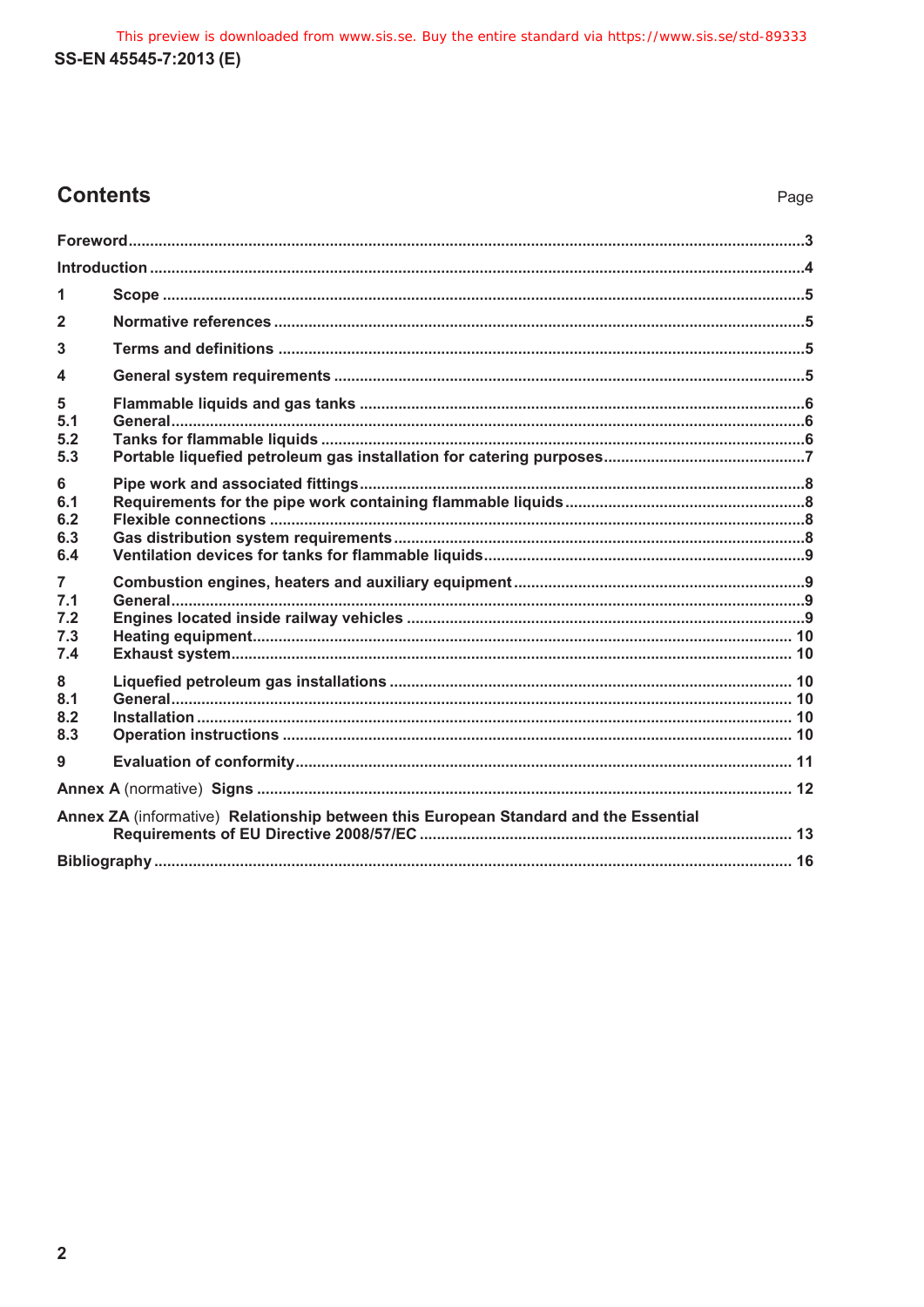## Contents

| | | Page |
|---|---|---|
| **Foreword** | | 3 |
| **Introduction** | | 4 |
| **1** | **Scope** | 5 |
| **2** | **Normative references** | 5 |
| **3** | **Terms and definitions** | 5 |
| **4** | **General system requirements** | 5 |
| **5** | **Flammable liquids and gas tanks** | 6 |
| **5.1** | **General** | 6 |
| **5.2** | **Tanks for flammable liquids** | 6 |
| **5.3** | **Portable liquefied petroleum gas installation for catering purposes** | 7 |
| **6** | **Pipe work and associated fittings** | 8 |
| **6.1** | **Requirements for the pipe work containing flammable liquids** | 8 |
| **6.2** | **Flexible connections** | 8 |
| **6.3** | **Gas distribution system requirements** | 8 |
| **6.4** | **Ventilation devices for tanks for flammable liquids** | 9 |
| **7** | **Combustion engines, heaters and auxiliary equipment** | 9 |
| **7.1** | **General** | 9 |
| **7.2** | **Engines located inside railway vehicles** | 9 |
| **7.3** | **Heating equipment** | 10 |
| **7.4** | **Exhaust system** | 10 |
| **8** | **Liquefied petroleum gas installations** | 10 |
| **8.1** | **General** | 10 |
| **8.2** | **Installation** | 10 |
| **8.3** | **Operation instructions** | 10 |
| **9** | **Evaluation of conformity** | 11 |
| **Annex A** (normative) **Signs** | | 12 |
| **Annex ZA** (informative) **Relationship between this European Standard and the Essential Requirements of EU Directive 2008/57/EC** | | 13 |
| **Bibliography** | | 16 |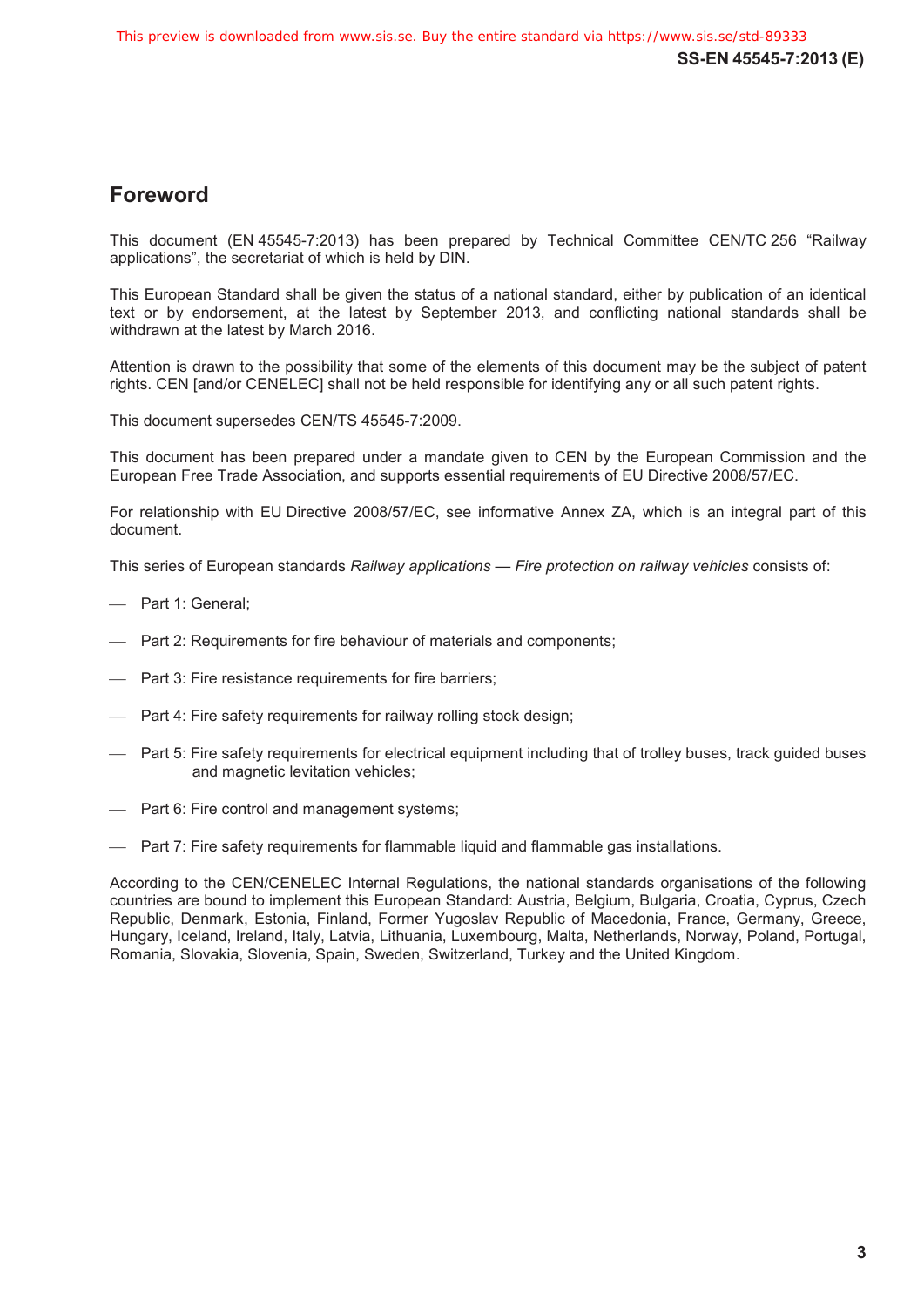## Foreword

This document (EN 45545-7:2013) has been prepared by Technical Committee CEN/TC 256 "Railway applications", the secretariat of which is held by DIN.

This European Standard shall be given the status of a national standard, either by publication of an identical text or by endorsement, at the latest by September 2013, and conflicting national standards shall be withdrawn at the latest by March 2016.

Attention is drawn to the possibility that some of the elements of this document may be the subject of patent rights. CEN [and/or CENELEC] shall not be held responsible for identifying any or all such patent rights.

This document supersedes CEN/TS 45545-7:2009.

This document has been prepared under a mandate given to CEN by the European Commission and the European Free Trade Association, and supports essential requirements of EU Directive 2008/57/EC.

For relationship with EU Directive 2008/57/EC, see informative Annex ZA, which is an integral part of this document.

This series of European standards *Railway applications — Fire protection on railway vehicles* consists of:

- Part 1: General;
- Part 2: Requirements for fire behaviour of materials and components;
- Part 3: Fire resistance requirements for fire barriers;
- Part 4: Fire safety requirements for railway rolling stock design;
- Part 5: Fire safety requirements for electrical equipment including that of trolley buses, track guided buses and magnetic levitation vehicles;
- Part 6: Fire control and management systems;
- Part 7: Fire safety requirements for flammable liquid and flammable gas installations.

According to the CEN/CENELEC Internal Regulations, the national standards organisations of the following countries are bound to implement this European Standard: Austria, Belgium, Bulgaria, Croatia, Cyprus, Czech Republic, Denmark, Estonia, Finland, Former Yugoslav Republic of Macedonia, France, Germany, Greece, Hungary, Iceland, Ireland, Italy, Latvia, Lithuania, Luxembourg, Malta, Netherlands, Norway, Poland, Portugal, Romania, Slovakia, Slovenia, Spain, Sweden, Switzerland, Turkey and the United Kingdom.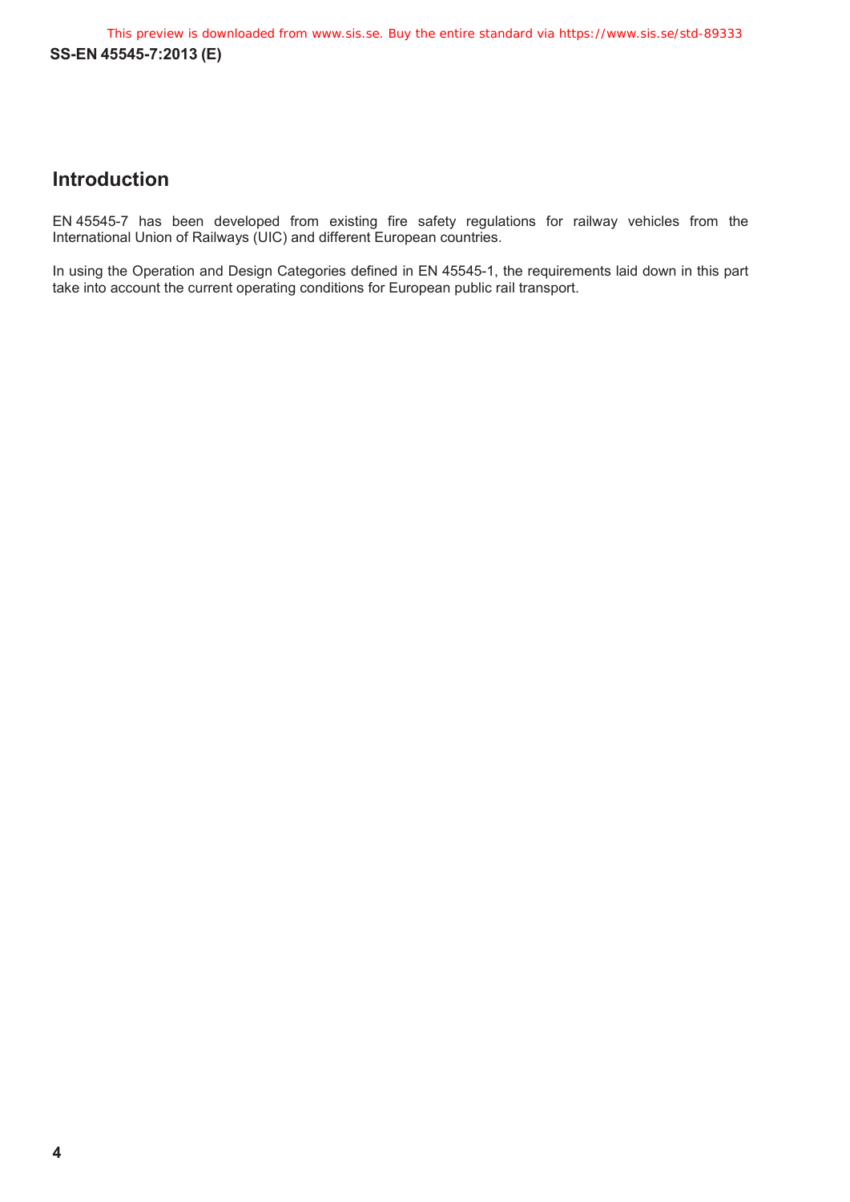## Introduction

EN 45545-7 has been developed from existing fire safety regulations for railway vehicles from the International Union of Railways (UIC) and different European countries.

In using the Operation and Design Categories defined in EN 45545-1, the requirements laid down in this part take into account the current operating conditions for European public rail transport.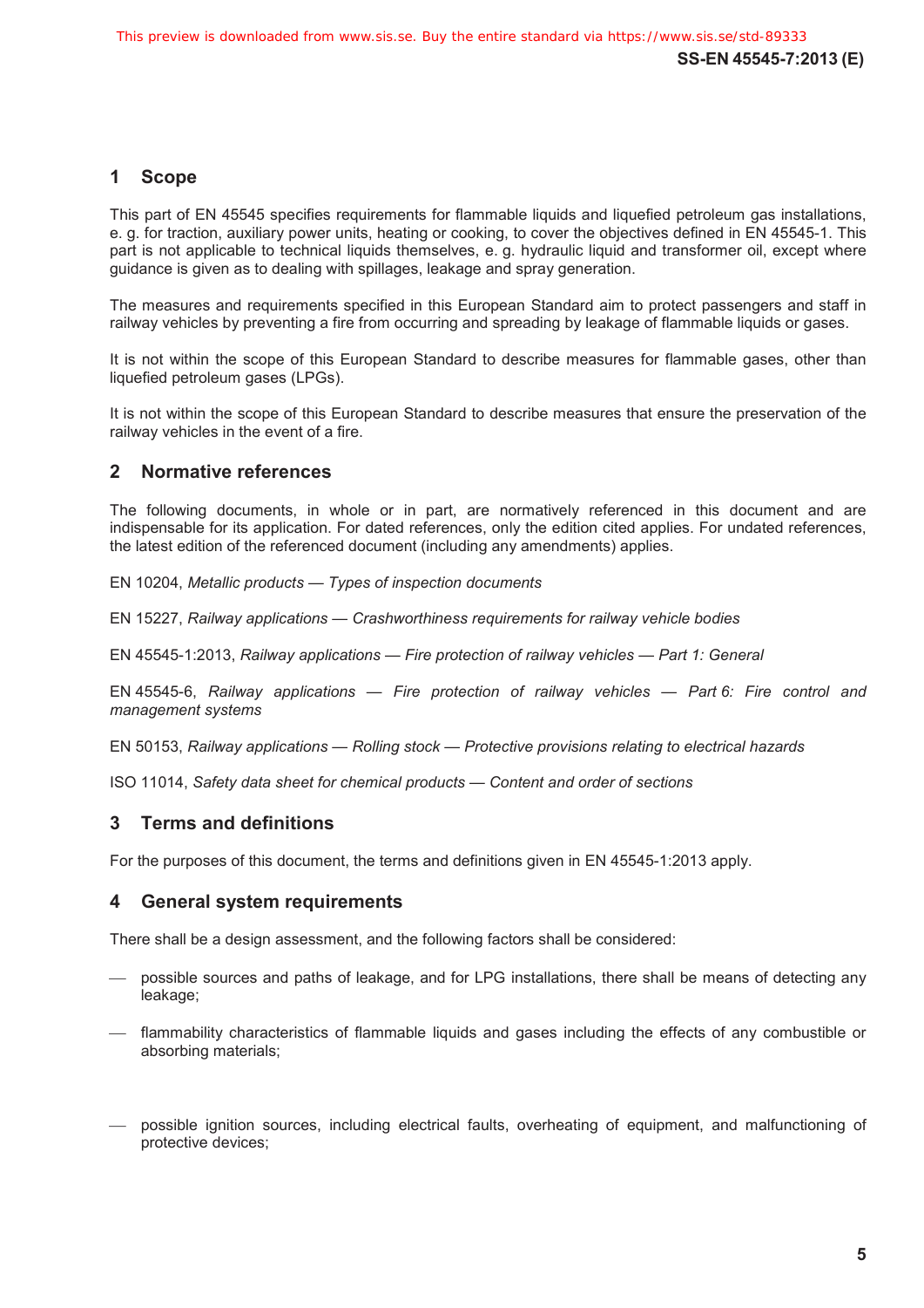## 1 Scope

This part of EN 45545 specifies requirements for flammable liquids and liquefied petroleum gas installations, e. g. for traction, auxiliary power units, heating or cooking, to cover the objectives defined in EN 45545-1. This part is not applicable to technical liquids themselves, e. g. hydraulic liquid and transformer oil, except where guidance is given as to dealing with spillages, leakage and spray generation.

The measures and requirements specified in this European Standard aim to protect passengers and staff in railway vehicles by preventing a fire from occurring and spreading by leakage of flammable liquids or gases.

It is not within the scope of this European Standard to describe measures for flammable gases, other than liquefied petroleum gases (LPGs).

It is not within the scope of this European Standard to describe measures that ensure the preservation of the railway vehicles in the event of a fire.

## 2 Normative references

The following documents, in whole or in part, are normatively referenced in this document and are indispensable for its application. For dated references, only the edition cited applies. For undated references, the latest edition of the referenced document (including any amendments) applies.

EN 10204, *Metallic products — Types of inspection documents*

EN 15227, *Railway applications — Crashworthiness requirements for railway vehicle bodies*

EN 45545-1:2013, *Railway applications — Fire protection of railway vehicles — Part 1: General*

EN 45545-6, *Railway applications — Fire protection of railway vehicles — Part 6: Fire control and management systems*

EN 50153, *Railway applications — Rolling stock — Protective provisions relating to electrical hazards*

ISO 11014, *Safety data sheet for chemical products — Content and order of sections*

## 3 Terms and definitions

For the purposes of this document, the terms and definitions given in EN 45545-1:2013 apply.

## 4 General system requirements

There shall be a design assessment, and the following factors shall be considered:

- possible sources and paths of leakage, and for LPG installations, there shall be means of detecting any leakage;
- flammability characteristics of flammable liquids and gases including the effects of any combustible or absorbing materials;
- possible ignition sources, including electrical faults, overheating of equipment, and malfunctioning of protective devices;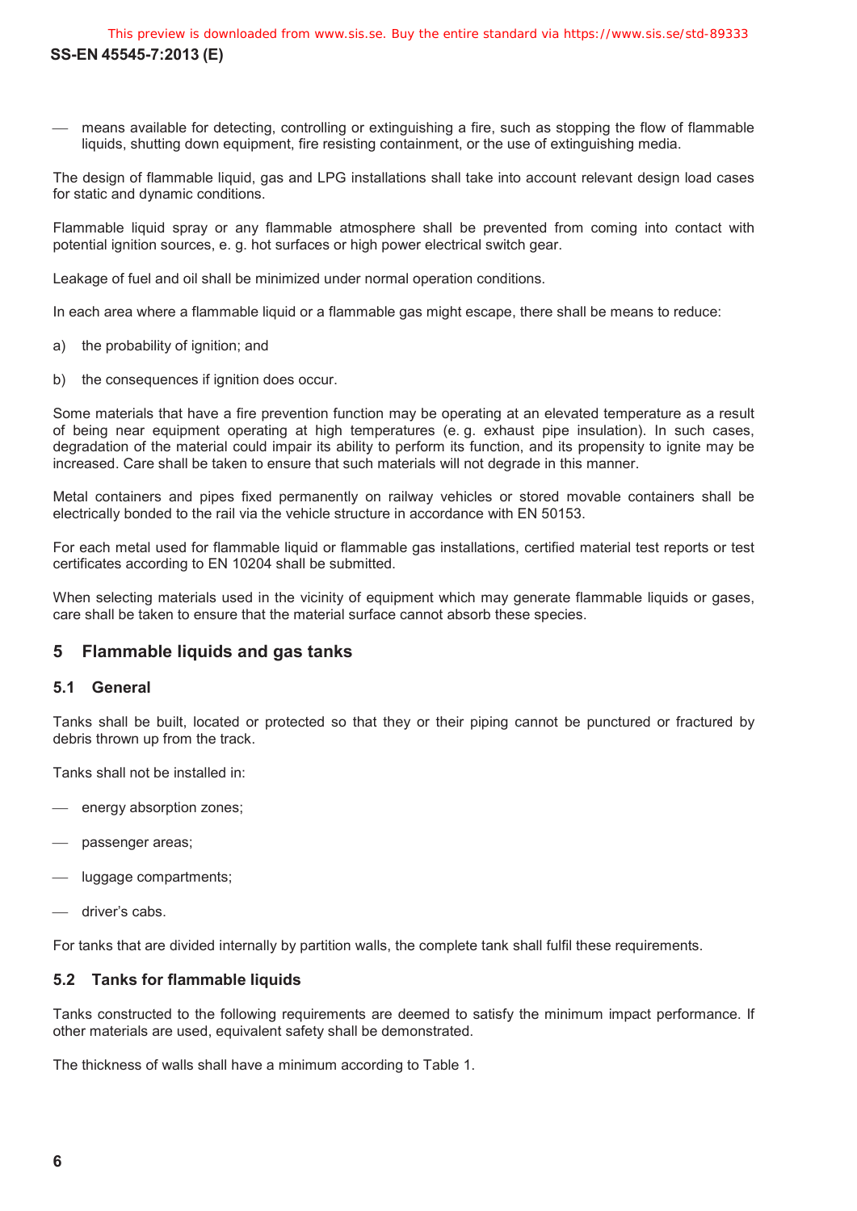- means available for detecting, controlling or extinguishing a fire, such as stopping the flow of flammable liquids, shutting down equipment, fire resisting containment, or the use of extinguishing media.

The design of flammable liquid, gas and LPG installations shall take into account relevant design load cases for static and dynamic conditions.

Flammable liquid spray or any flammable atmosphere shall be prevented from coming into contact with potential ignition sources, e. g. hot surfaces or high power electrical switch gear.

Leakage of fuel and oil shall be minimized under normal operation conditions.

In each area where a flammable liquid or a flammable gas might escape, there shall be means to reduce:

a) the probability of ignition; and

b) the consequences if ignition does occur.

Some materials that have a fire prevention function may be operating at an elevated temperature as a result of being near equipment operating at high temperatures (e. g. exhaust pipe insulation). In such cases, degradation of the material could impair its ability to perform its function, and its propensity to ignite may be increased. Care shall be taken to ensure that such materials will not degrade in this manner.

Metal containers and pipes fixed permanently on railway vehicles or stored movable containers shall be electrically bonded to the rail via the vehicle structure in accordance with EN 50153.

For each metal used for flammable liquid or flammable gas installations, certified material test reports or test certificates according to EN 10204 shall be submitted.

When selecting materials used in the vicinity of equipment which may generate flammable liquids or gases, care shall be taken to ensure that the material surface cannot absorb these species.

## 5 Flammable liquids and gas tanks

### 5.1 General

Tanks shall be built, located or protected so that they or their piping cannot be punctured or fractured by debris thrown up from the track.

Tanks shall not be installed in:

- energy absorption zones;
- passenger areas;
- luggage compartments;
- driver's cabs.

For tanks that are divided internally by partition walls, the complete tank shall fulfil these requirements.

### 5.2 Tanks for flammable liquids

Tanks constructed to the following requirements are deemed to satisfy the minimum impact performance. If other materials are used, equivalent safety shall be demonstrated.

The thickness of walls shall have a minimum according to Table 1.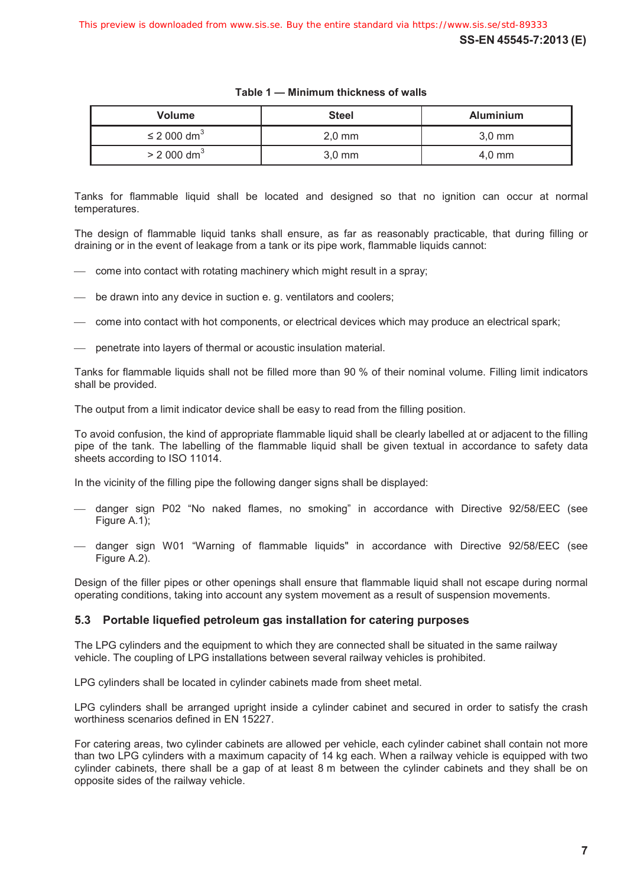**Table 1 — Minimum thickness of walls**

| Volume | Steel | Aluminium |
|---|---|---|
| ≤ 2 000 $dm^3$ | 2,0 mm | 3,0 mm |
| > 2 000 $dm^3$ | 3,0 mm | 4,0 mm |

Tanks for flammable liquid shall be located and designed so that no ignition can occur at normal temperatures.

The design of flammable liquid tanks shall ensure, as far as reasonably practicable, that during filling or draining or in the event of leakage from a tank or its pipe work, flammable liquids cannot:

- come into contact with rotating machinery which might result in a spray;
- be drawn into any device in suction e. g. ventilators and coolers;
- come into contact with hot components, or electrical devices which may produce an electrical spark;
- penetrate into layers of thermal or acoustic insulation material.

Tanks for flammable liquids shall not be filled more than 90 % of their nominal volume. Filling limit indicators shall be provided.

The output from a limit indicator device shall be easy to read from the filling position.

To avoid confusion, the kind of appropriate flammable liquid shall be clearly labelled at or adjacent to the filling pipe of the tank. The labelling of the flammable liquid shall be given textual in accordance to safety data sheets according to ISO 11014.

In the vicinity of the filling pipe the following danger signs shall be displayed:

- danger sign P02 "No naked flames, no smoking" in accordance with Directive 92/58/EEC (see Figure A.1);
- danger sign W01 "Warning of flammable liquids" in accordance with Directive 92/58/EEC (see Figure A.2).

Design of the filler pipes or other openings shall ensure that flammable liquid shall not escape during normal operating conditions, taking into account any system movement as a result of suspension movements.

## 5.3 Portable liquefied petroleum gas installation for catering purposes

The LPG cylinders and the equipment to which they are connected shall be situated in the same railway vehicle. The coupling of LPG installations between several railway vehicles is prohibited.

LPG cylinders shall be located in cylinder cabinets made from sheet metal.

LPG cylinders shall be arranged upright inside a cylinder cabinet and secured in order to satisfy the crash worthiness scenarios defined in EN 15227.

For catering areas, two cylinder cabinets are allowed per vehicle, each cylinder cabinet shall contain not more than two LPG cylinders with a maximum capacity of 14 kg each. When a railway vehicle is equipped with two cylinder cabinets, there shall be a gap of at least 8 m between the cylinder cabinets and they shall be on opposite sides of the railway vehicle.